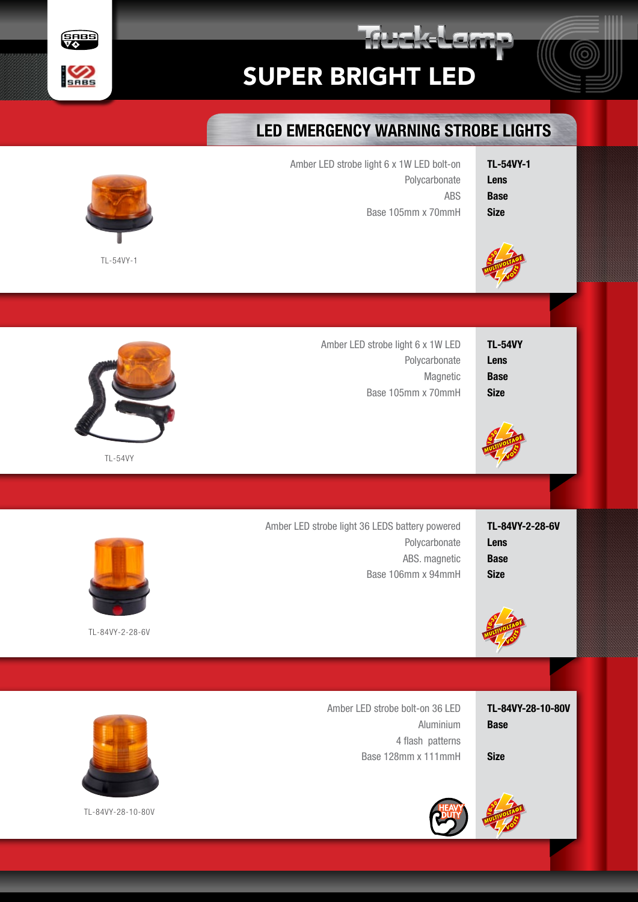# Truck-Lamp

## SUPER BRIGHT LED

### LED EMERGENCY WARNING STROBE LIGHTS

TL-54VY-1

| | TL-54VY-1 |
|---|---|
| Amber LED strobe light 6 x 1W LED bolt-on | |
| Polycarbonate | **Lens** |
| ABS | **Base** |
| Base 105mm x 70mmH | **Size** |

MULTIVOLTAGE 10-30 VOLTS

TL-54VY

| | TL-54VY |
|---|---|
| Amber LED strobe light 6 x 1W LED | |
| Polycarbonate | **Lens** |
| Magnetic | **Base** |
| Base 105mm x 70mmH | **Size** |

MULTIVOLTAGE 10-30 VOLTS

TL-84VY-2-28-6V

| | TL-84VY-2-28-6V |
|---|---|
| Amber LED strobe light 36 LEDS battery powered | |
| Polycarbonate | **Lens** |
| ABS. magnetic | **Base** |
| Base 106mm x 94mmH | **Size** |

MULTIVOLTAGE 10-30 VOLTS

TL-84VY-28-10-80V

| | TL-84VY-28-10-80V |
|---|---|
| Amber LED strobe bolt-on 36 LED | |
| Aluminium | **Base** |
| 4 flash patterns | |
| Base 128mm x 111mmH | **Size** |

HEAVY DUTY

MULTIVOLTAGE 10-30 VOLTS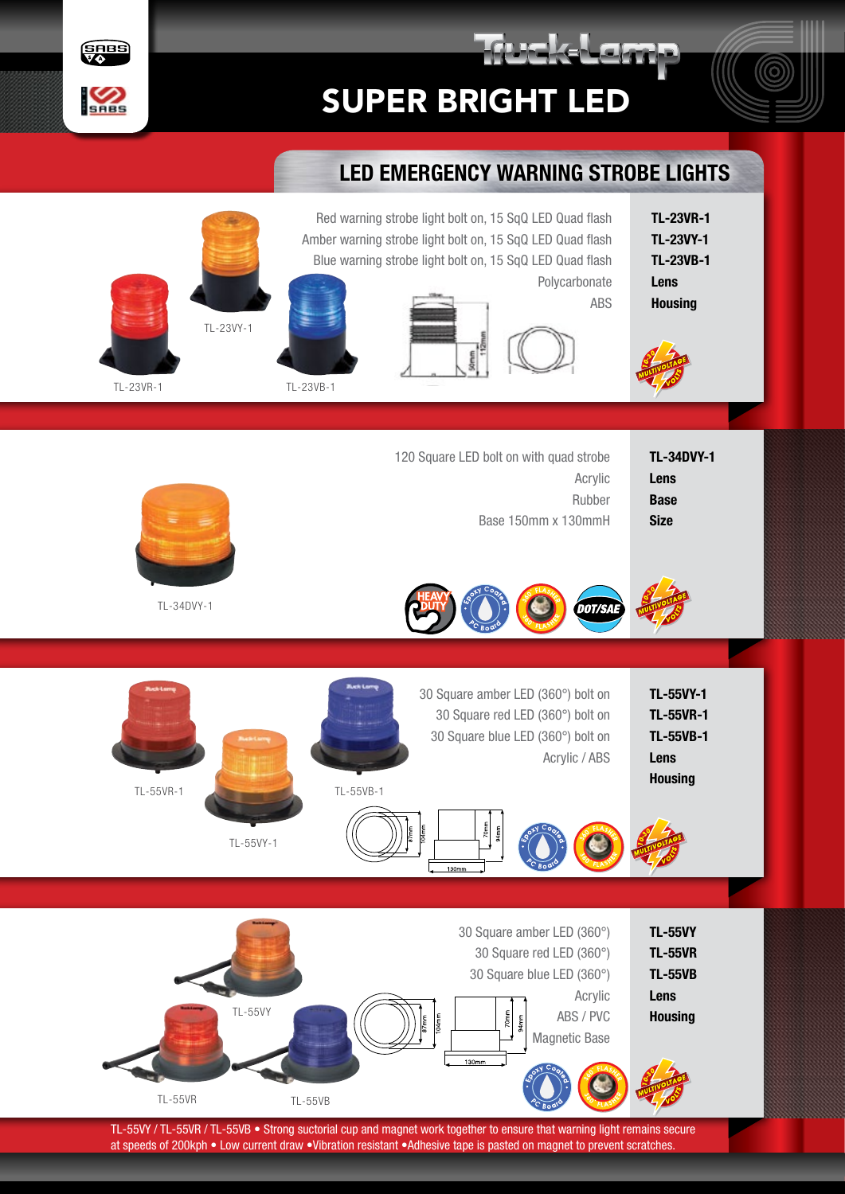# Truck-Lamp SUPER BRIGHT LED

## LED EMERGENCY WARNING STROBE LIGHTS

| Description | Code |
|---|---|
| Red warning strobe light bolt on, 15 SqQ LED Quad flash | TL-23VR-1 |
| Amber warning strobe light bolt on, 15 SqQ LED Quad flash | TL-23VY-1 |
| Blue warning strobe light bolt on, 15 SqQ LED Quad flash | TL-23VB-1 |
| Polycarbonate | Lens |
| ABS | Housing |

TL-23VR-1 TL-23VY-1 TL-23VB-1

| Description | Code |
|---|---|
| 120 Square LED bolt on with quad strobe | TL-34DVY-1 |
| Acrylic | Lens |
| Rubber | Base |
| Base 150mm x 130mmH | Size |

TL-34DVY-1

| Description | Code |
|---|---|
| 30 Square amber LED (360°) bolt on | TL-55VY-1 |
| 30 Square red LED (360°) bolt on | TL-55VR-1 |
| 30 Square blue LED (360°) bolt on | TL-55VB-1 |
| Acrylic / ABS | Lens |
| | Housing |

TL-55VR-1 TL-55VY-1 TL-55VB-1

| Description | Code |
|---|---|
| 30 Square amber LED (360°) | TL-55VY |
| 30 Square red LED (360°) | TL-55VR |
| 30 Square blue LED (360°) | TL-55VB |
| Acrylic | Lens |
| ABS / PVC | Housing |
| Magnetic Base | |

TL-55VY TL-55VR TL-55VB

TL-55VY / TL-55VR / TL-55VB • Strong suctorial cup and magnet work together to ensure that warning light remains secure at speeds of 200kph • Low current draw •Vibration resistant •Adhesive tape is pasted on magnet to prevent scratches.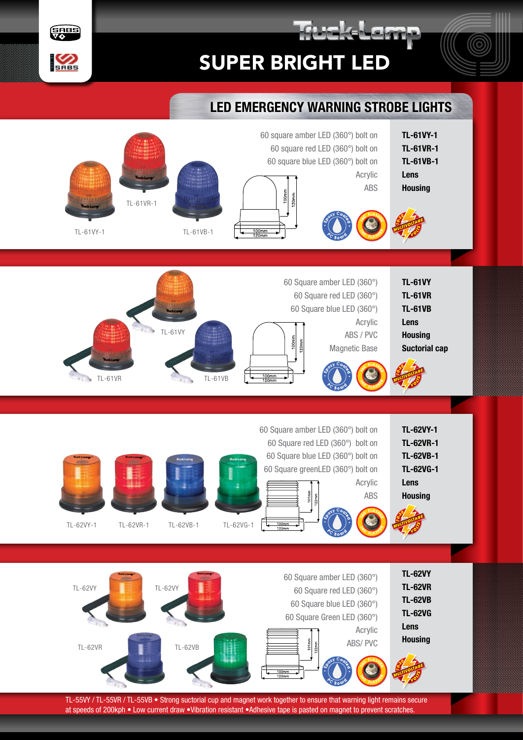# Truck-Lamp

## SUPER BRIGHT LED

### LED EMERGENCY WARNING STROBE LIGHTS

TL-61VY-1 TL-61VR-1 TL-61VB-1

| Description | |
|---|---|
| 60 square amber LED (360°) bolt on | **TL-61VY-1** |
| 60 square red LED (360°) bolt on | **TL-61VR-1** |
| 60 square blue LED (360°) bolt on | **TL-61VB-1** |
| Acrylic | **Lens** |
| ABS | **Housing** |

100mm 120mm 100mm 120mm

Epoxy Coated PC Board · 360° Flasher · 10-30 Multivoltage Volts

TL-61VY TL-61VR TL-61VB

| Description | |
|---|---|
| 60 Square amber LED (360°) | **TL-61VY** |
| 60 Square red LED (360°) | **TL-61VR** |
| 60 Square blue LED (360°) | **TL-61VB** |
| Acrylic | **Lens** |
| ABS / PVC | **Housing** |
| Magnetic Base | **Suctorial cap** |

100mm 120mm 100mm 120mm

Epoxy Coated PC Board · 360° Flasher · 10-30 Multivoltage Volts

TL-62VY-1 TL-62VR-1 TL-62VB-1 TL-62VG-1

| Description | |
|---|---|
| 60 Square amber LED (360°) bolt on | **TL-62VY-1** |
| 60 Square red LED (360°) bolt on | **TL-62VR-1** |
| 60 Square blue LED (360°) bolt on | **TL-62VB-1** |
| 60 Square greenLED (360°) bolt on | **TL-62VG-1** |
| Acrylic | **Lens** |
| ABS | **Housing** |

101mm 122mm 100mm 120mm

Epoxy Coated PC Board · 360° Flasher · 10-30 Multivoltage Volts

TL-62VY TL-62VY TL-62VR TL-62VB

| Description | |
|---|---|
| 60 Square amber LED (360°) | **TL-62VY** |
| 60 Square red LED (360°) | **TL-62VR** |
| 60 Square blue LED (360°) | **TL-62VB** |
| 60 Square Green LED (360°) | **TL-62VG** |
| Acrylic | **Lens** |
| ABS/ PVC | **Housing** |

101mm 122mm 100mm 120mm

Epoxy Coated PC Board · 360° Flasher · 10-30 Multivoltage Volts

TL-55VY / TL-55VR / TL-55VB • Strong suctorial cup and magnet work together to ensure that warning light remains secure at speeds of 200kph • Low current draw •Vibration resistant •Adhesive tape is pasted on magnet to prevent scratches.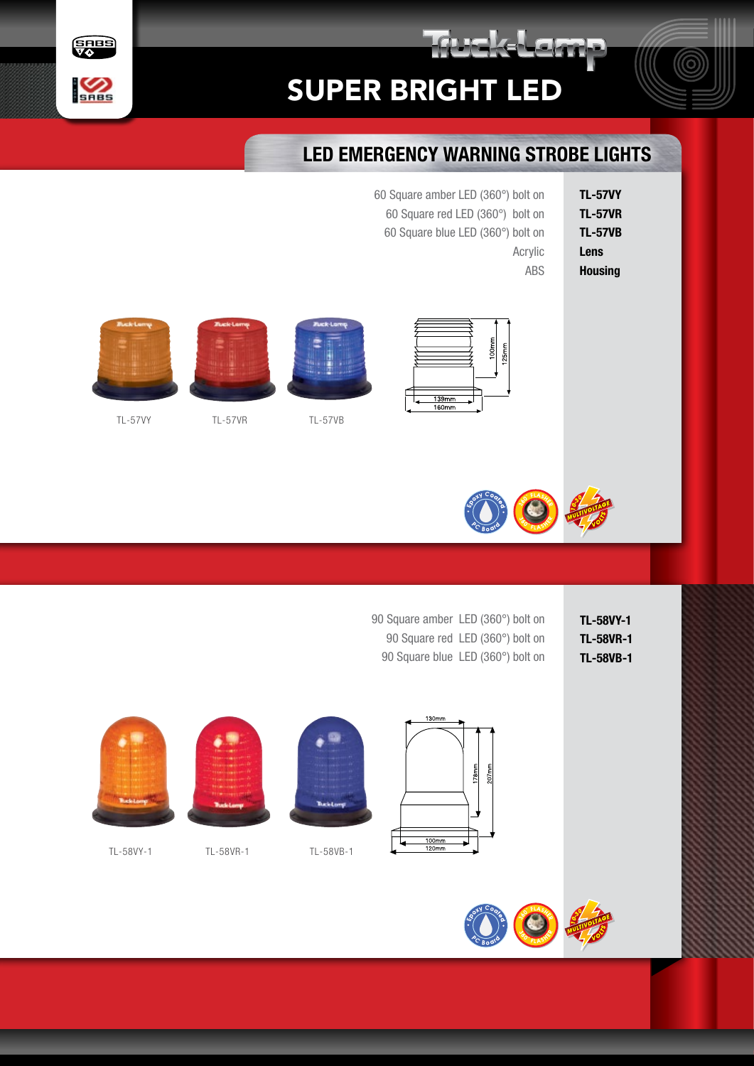# SUPER BRIGHT LED

## LED EMERGENCY WARNING STROBE LIGHTS

| | |
|---|---|
| 60 Square amber LED (360°) bolt on | TL-57VY |
| 60 Square red LED (360°) bolt on | TL-57VR |
| 60 Square blue LED (360°) bolt on | TL-57VB |
| Acrylic | Lens |
| ABS | Housing |

TL-57VY TL-57VR TL-57VB

100mm
125mm
139mm
160mm

| | |
|---|---|
| 90 Square amber LED (360°) bolt on | TL-58VY-1 |
| 90 Square red LED (360°) bolt on | TL-58VR-1 |
| 90 Square blue LED (360°) bolt on | TL-58VB-1 |

TL-58VY-1 TL-58VR-1 TL-58VB-1

130mm
178mm
207mm
100mm
120mm